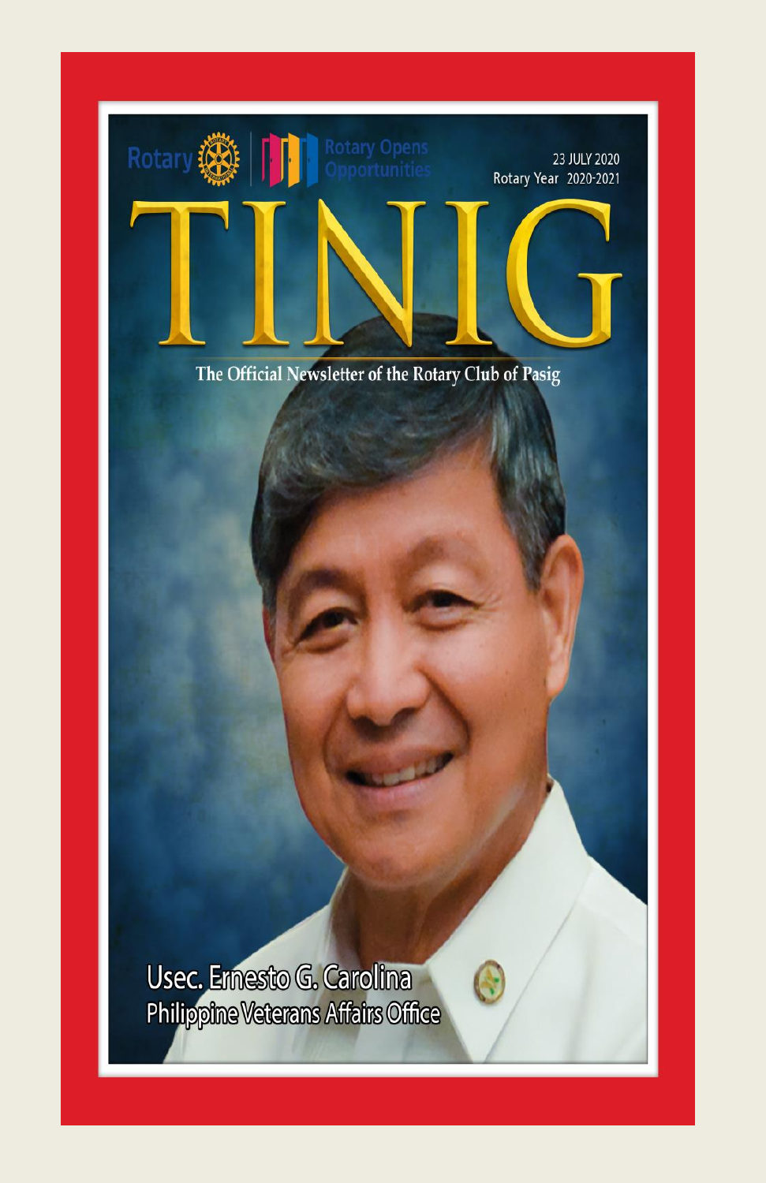Rotary | Rotary Opens Opportunities

23 JULY 2020
Rotary Year 2020-2021

# TINIG

The Official Newsletter of the Rotary Club of Pasig

**Usec. Ernesto G. Carolina**
**Philippine Veterans Affairs Office**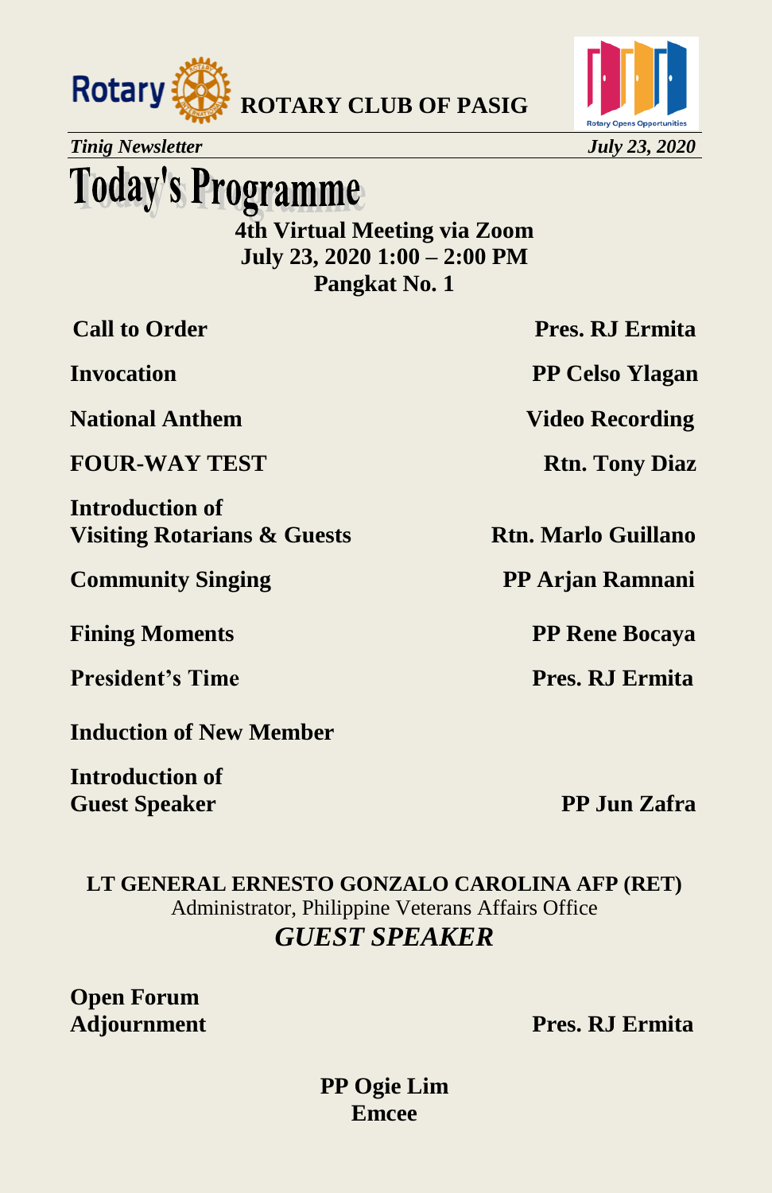# Today's Programme

**4th Virtual Meeting via Zoom**
**July 23, 2020 1:00 – 2:00 PM**
**Pangkat No. 1**

| | |
|---|---|
| **Call to Order** | **Pres. RJ Ermita** |
| **Invocation** | **PP Celso Ylagan** |
| **National Anthem** | **Video Recording** |
| **FOUR-WAY TEST** | **Rtn. Tony Diaz** |
| **Introduction of Visiting Rotarians & Guests** | **Rtn. Marlo Guillano** |
| **Community Singing** | **PP Arjan Ramnani** |
| **Fining Moments** | **PP Rene Bocaya** |
| **President's Time** | **Pres. RJ Ermita** |
| **Induction of New Member** | |
| **Introduction of Guest Speaker** | **PP Jun Zafra** |

**LT GENERAL ERNESTO GONZALO CAROLINA AFP (RET)**
Administrator, Philippine Veterans Affairs Office
***GUEST SPEAKER***

| | |
|---|---|
| **Open Forum** | |
| **Adjournment** | **Pres. RJ Ermita** |

**PP Ogie Lim**
**Emcee**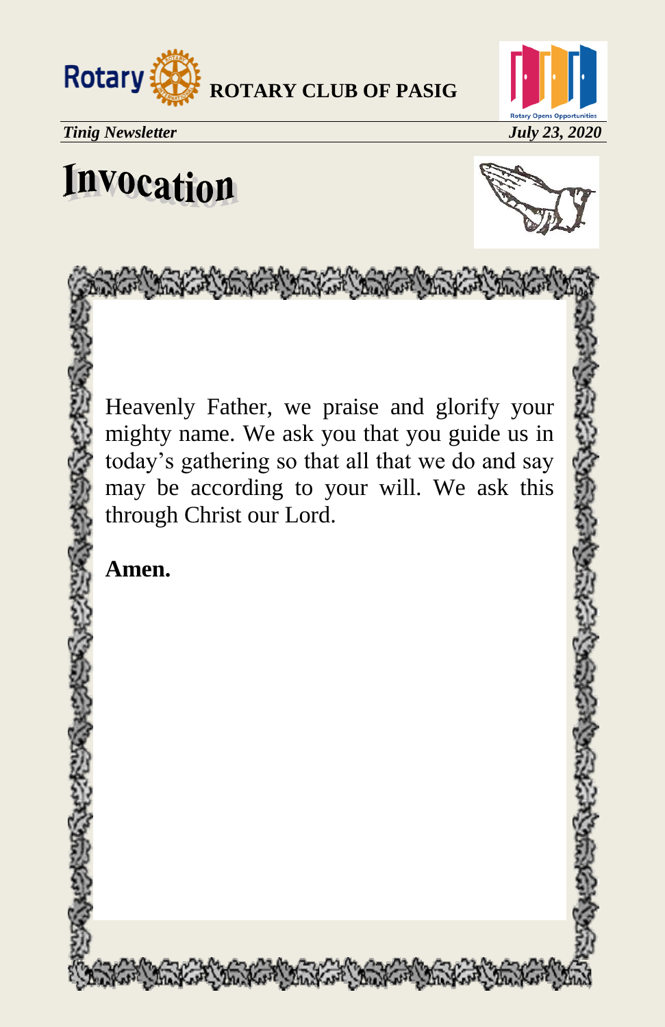# Invocation

Heavenly Father, we praise and glorify your mighty name. We ask you that you guide us in today's gathering so that all that we do and say may be according to your will. We ask this through Christ our Lord.

**Amen.**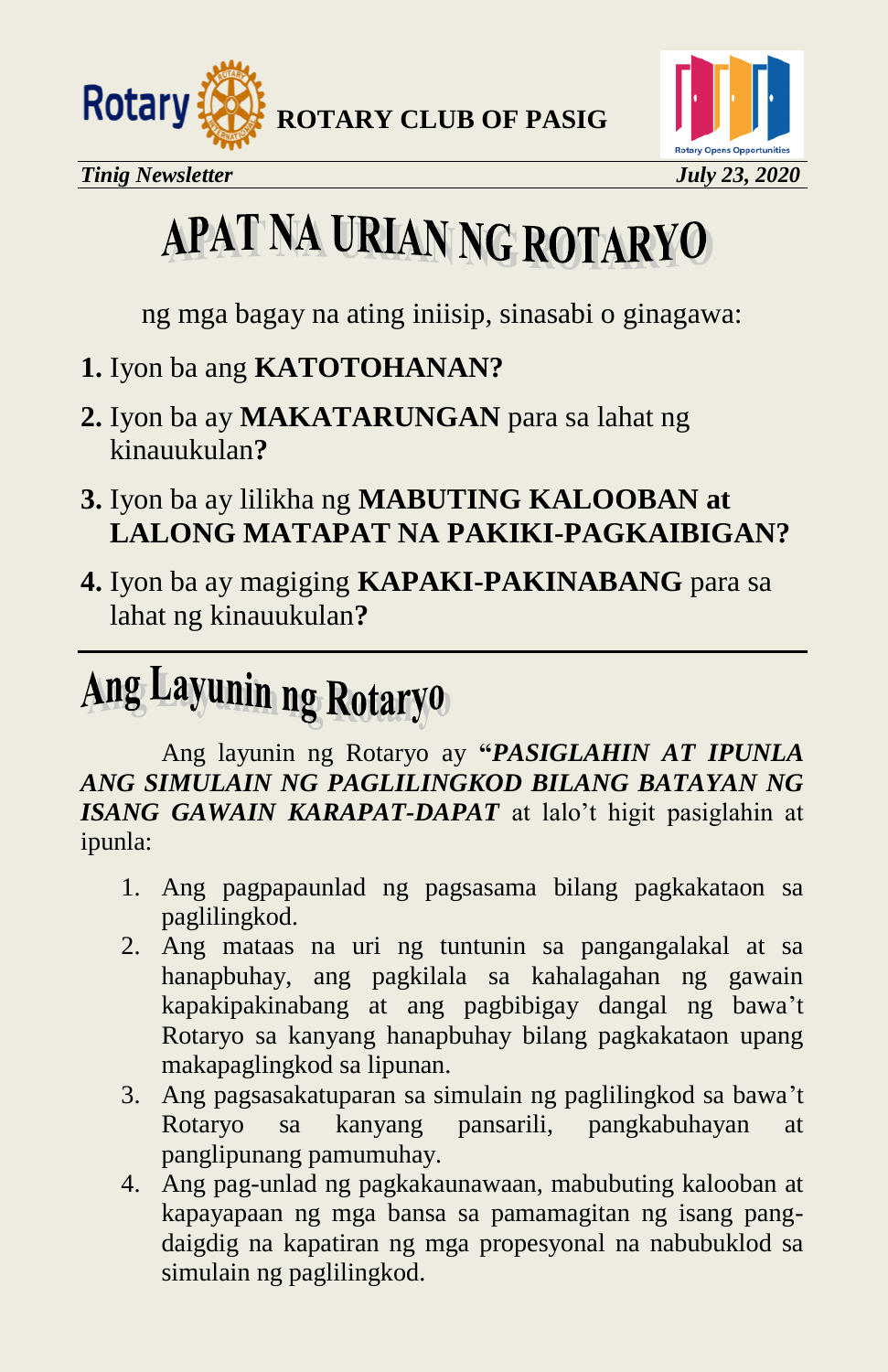# APAT NA URIAN NG ROTARYO

ng mga bagay na ating iniisip, sinasabi o ginagawa:

**1.** Iyon ba ang **KATOTOHANAN?**

**2.** Iyon ba ay **MAKATARUNGAN** para sa lahat ng kinauukulan**?**

**3.** Iyon ba ay lilikha ng **MABUTING KALOOBAN at LALONG MATAPAT NA PAKIKI-PAGKAIBIGAN?**

**4.** Iyon ba ay magiging **KAPAKI-PAKINABANG** para sa lahat ng kinauukulan**?**

---

# Ang Layunin ng Rotaryo

Ang layunin ng Rotaryo ay **"*PASIGLAHIN AT IPUNLA ANG SIMULAIN NG PAGLILINGKOD BILANG BATAYAN NG ISANG GAWAIN KARAPAT-DAPAT*** at lalo't higit pasiglahin at ipunla:

1. Ang pagpapaunlad ng pagsasama bilang pagkakataon sa paglilingkod.
2. Ang mataas na uri ng tuntunin sa pangangalakal at sa hanapbuhay, ang pagkilala sa kahalagahan ng gawain kapakipakinabang at ang pagbibigay dangal ng bawa't Rotaryo sa kanyang hanapbuhay bilang pagkakataon upang makapaglingkod sa lipunan.
3. Ang pagsasakatuparan sa simulain ng paglilingkod sa bawa't Rotaryo sa kanyang pansarili, pangkabuhayan at panglipunang pamumuhay.
4. Ang pag-unlad ng pagkakaunawaan, mabubuting kalooban at kapayapaan ng mga bansa sa pamamagitan ng isang pang-daigdig na kapatiran ng mga propesyonal na nabubuklod sa simulain ng paglilingkod.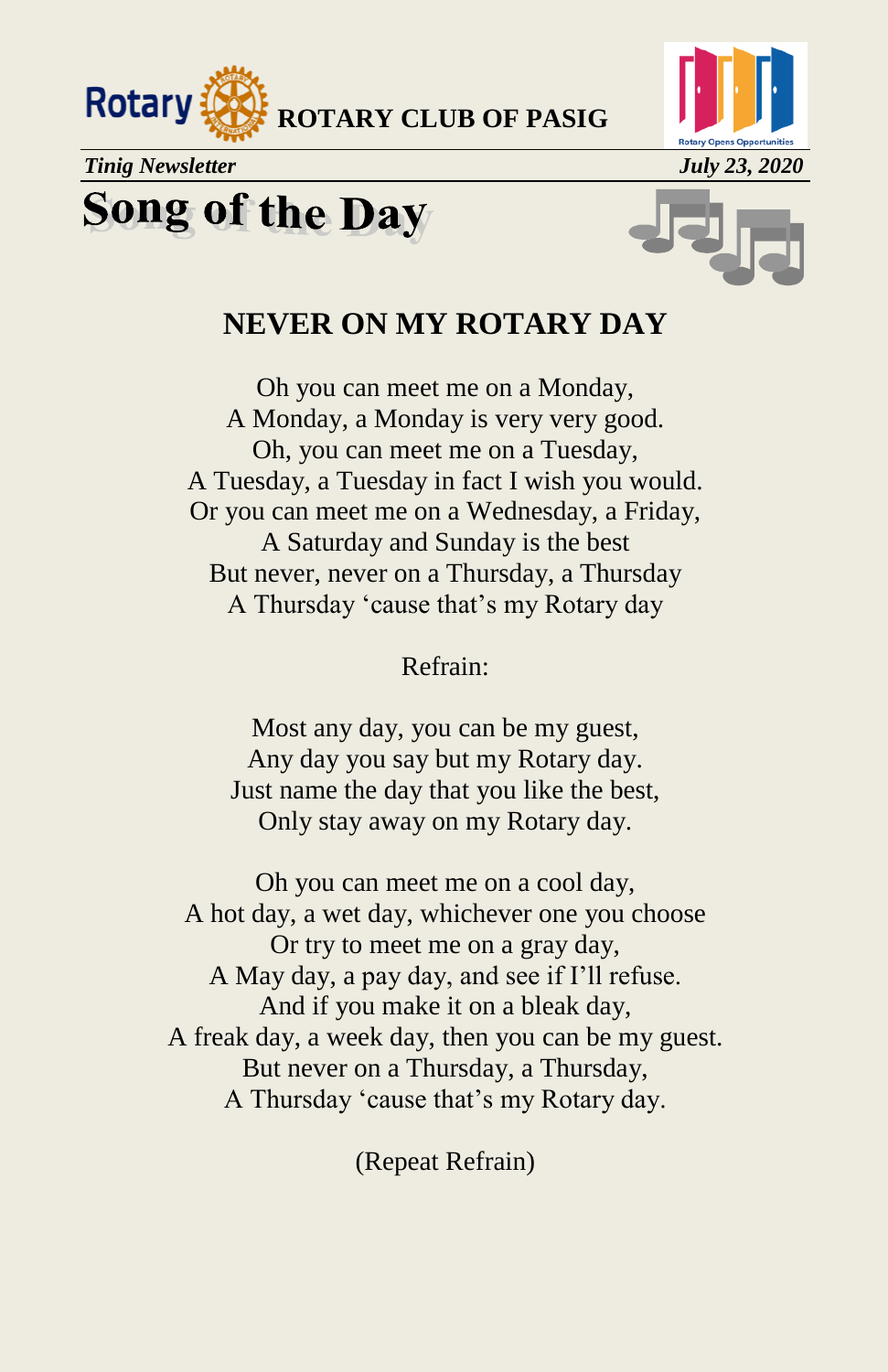# Song of the Day

## NEVER ON MY ROTARY DAY

Oh you can meet me on a Monday,
A Monday, a Monday is very very good.
Oh, you can meet me on a Tuesday,
A Tuesday, a Tuesday in fact I wish you would.
Or you can meet me on a Wednesday, a Friday,
A Saturday and Sunday is the best
But never, never on a Thursday, a Thursday
A Thursday 'cause that's my Rotary day

Refrain:

Most any day, you can be my guest,
Any day you say but my Rotary day.
Just name the day that you like the best,
Only stay away on my Rotary day.

Oh you can meet me on a cool day,
A hot day, a wet day, whichever one you choose
Or try to meet me on a gray day,
A May day, a pay day, and see if I'll refuse.
And if you make it on a bleak day,
A freak day, a week day, then you can be my guest.
But never on a Thursday, a Thursday,
A Thursday 'cause that's my Rotary day.

(Repeat Refrain)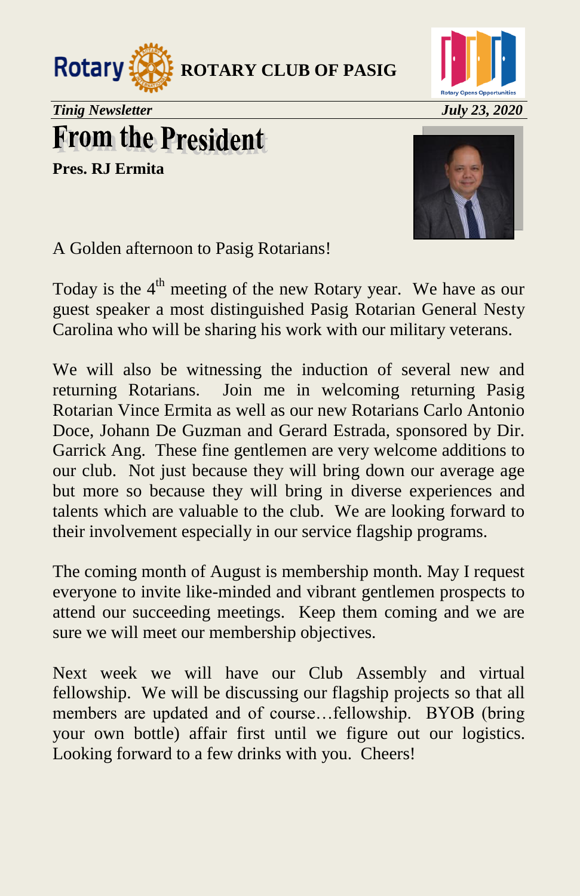# From the President

**Pres. RJ Ermita**

A Golden afternoon to Pasig Rotarians!

Today is the 4th meeting of the new Rotary year. We have as our guest speaker a most distinguished Pasig Rotarian General Nesty Carolina who will be sharing his work with our military veterans.

We will also be witnessing the induction of several new and returning Rotarians. Join me in welcoming returning Pasig Rotarian Vince Ermita as well as our new Rotarians Carlo Antonio Doce, Johann De Guzman and Gerard Estrada, sponsored by Dir. Garrick Ang. These fine gentlemen are very welcome additions to our club. Not just because they will bring down our average age but more so because they will bring in diverse experiences and talents which are valuable to the club. We are looking forward to their involvement especially in our service flagship programs.

The coming month of August is membership month. May I request everyone to invite like-minded and vibrant gentlemen prospects to attend our succeeding meetings. Keep them coming and we are sure we will meet our membership objectives.

Next week we will have our Club Assembly and virtual fellowship. We will be discussing our flagship projects so that all members are updated and of course…fellowship. BYOB (bring your own bottle) affair first until we figure out our logistics. Looking forward to a few drinks with you. Cheers!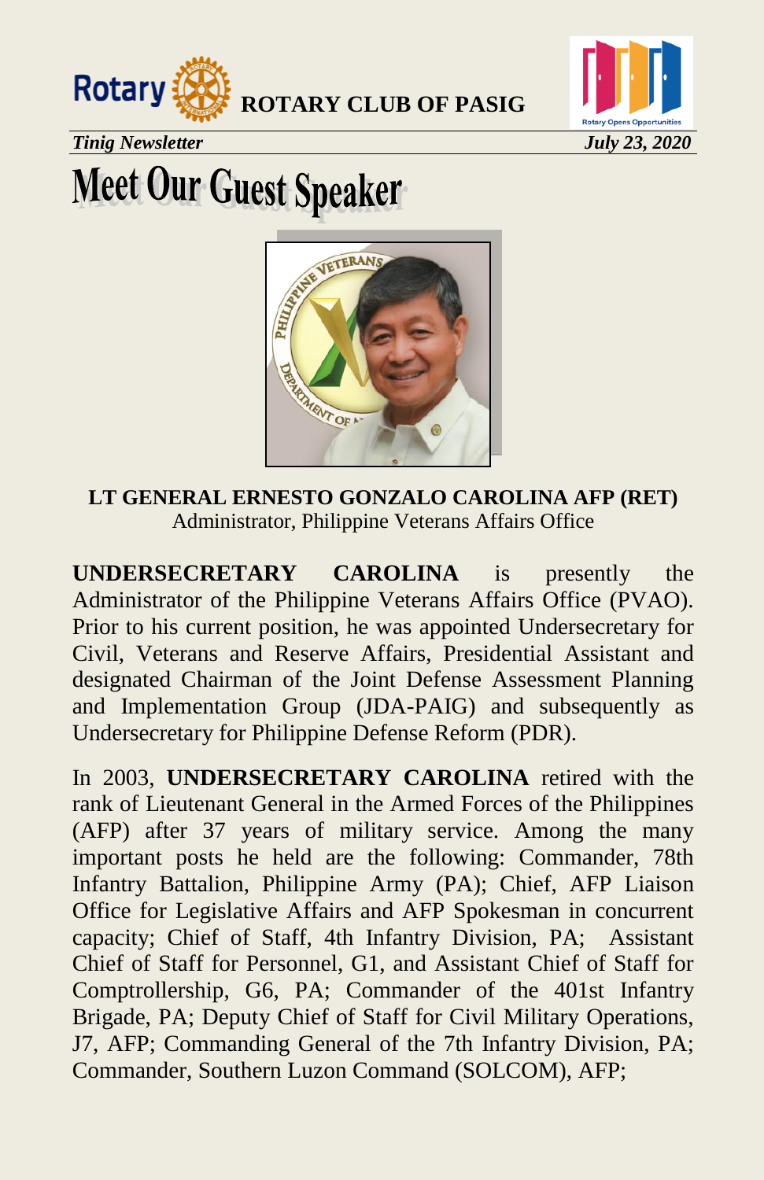# Meet Our Guest Speaker

**LT GENERAL ERNESTO GONZALO CAROLINA AFP (RET)**
Administrator, Philippine Veterans Affairs Office

**UNDERSECRETARY CAROLINA** is presently the Administrator of the Philippine Veterans Affairs Office (PVAO). Prior to his current position, he was appointed Undersecretary for Civil, Veterans and Reserve Affairs, Presidential Assistant and designated Chairman of the Joint Defense Assessment Planning and Implementation Group (JDA-PAIG) and subsequently as Undersecretary for Philippine Defense Reform (PDR).

In 2003, **UNDERSECRETARY CAROLINA** retired with the rank of Lieutenant General in the Armed Forces of the Philippines (AFP) after 37 years of military service. Among the many important posts he held are the following: Commander, 78th Infantry Battalion, Philippine Army (PA); Chief, AFP Liaison Office for Legislative Affairs and AFP Spokesman in concurrent capacity; Chief of Staff, 4th Infantry Division, PA; Assistant Chief of Staff for Personnel, G1, and Assistant Chief of Staff for Comptrollership, G6, PA; Commander of the 401st Infantry Brigade, PA; Deputy Chief of Staff for Civil Military Operations, J7, AFP; Commanding General of the 7th Infantry Division, PA; Commander, Southern Luzon Command (SOLCOM), AFP;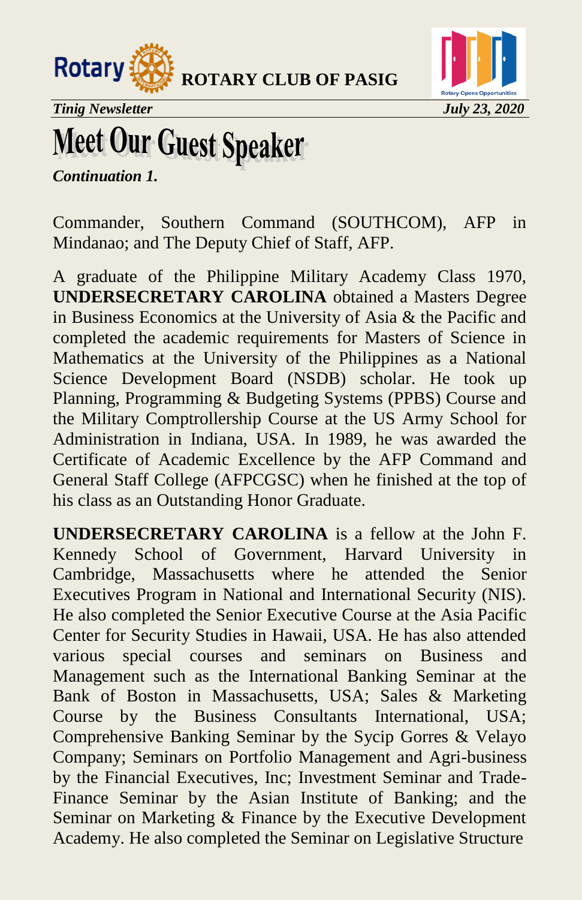# Meet Our Guest Speaker

***Continuation 1.***

Commander, Southern Command (SOUTHCOM), AFP in Mindanao; and The Deputy Chief of Staff, AFP.

A graduate of the Philippine Military Academy Class 1970, **UNDERSECRETARY CAROLINA** obtained a Masters Degree in Business Economics at the University of Asia & the Pacific and completed the academic requirements for Masters of Science in Mathematics at the University of the Philippines as a National Science Development Board (NSDB) scholar. He took up Planning, Programming & Budgeting Systems (PPBS) Course and the Military Comptrollership Course at the US Army School for Administration in Indiana, USA. In 1989, he was awarded the Certificate of Academic Excellence by the AFP Command and General Staff College (AFPCGSC) when he finished at the top of his class as an Outstanding Honor Graduate.

**UNDERSECRETARY CAROLINA** is a fellow at the John F. Kennedy School of Government, Harvard University in Cambridge, Massachusetts where he attended the Senior Executives Program in National and International Security (NIS). He also completed the Senior Executive Course at the Asia Pacific Center for Security Studies in Hawaii, USA. He has also attended various special courses and seminars on Business and Management such as the International Banking Seminar at the Bank of Boston in Massachusetts, USA; Sales & Marketing Course by the Business Consultants International, USA; Comprehensive Banking Seminar by the Sycip Gorres & Velayo Company; Seminars on Portfolio Management and Agri-business by the Financial Executives, Inc; Investment Seminar and Trade-Finance Seminar by the Asian Institute of Banking; and the Seminar on Marketing & Finance by the Executive Development Academy. He also completed the Seminar on Legislative Structure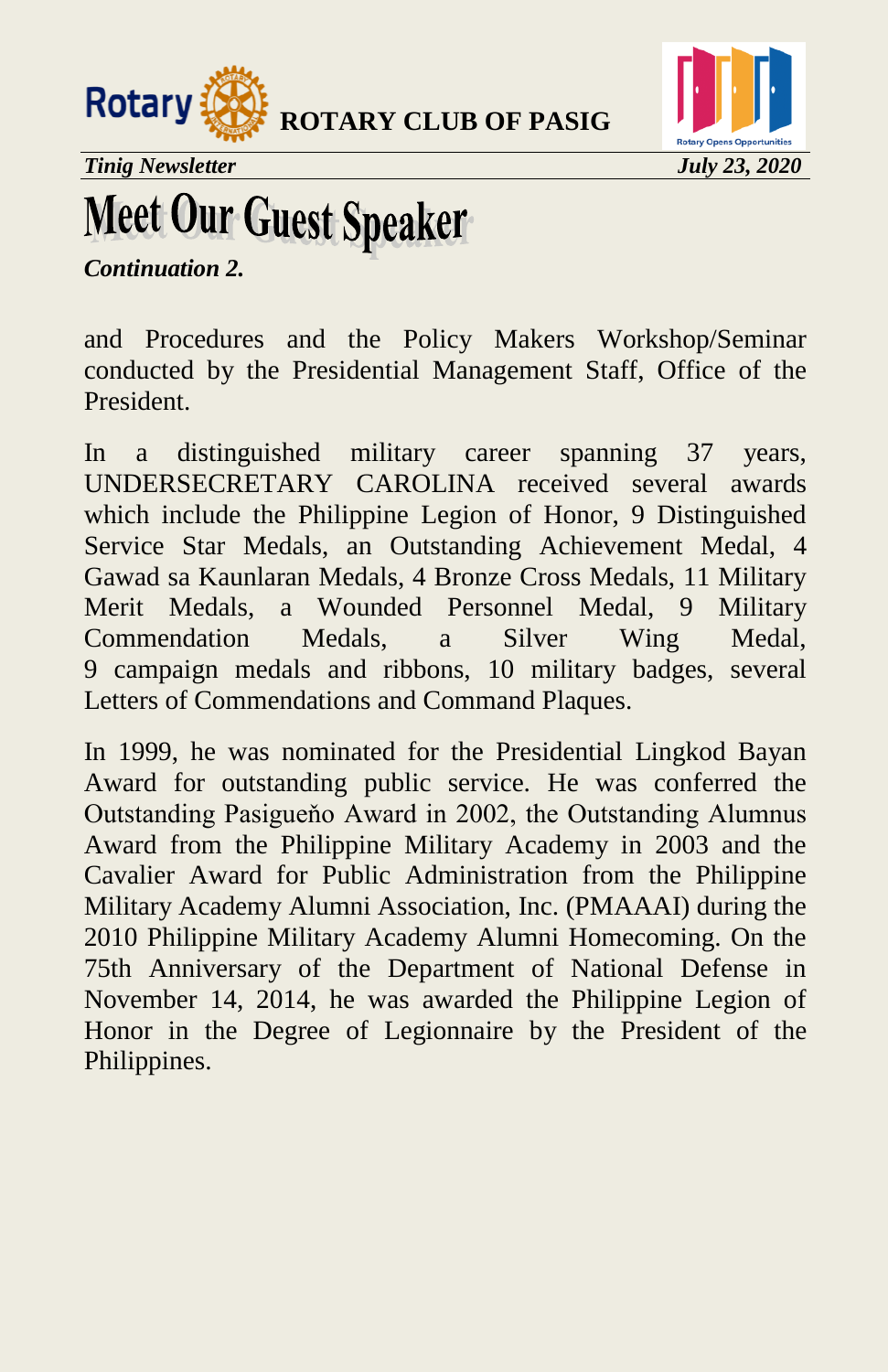# Meet Our Guest Speaker

***Continuation 2.***

and Procedures and the Policy Makers Workshop/Seminar conducted by the Presidential Management Staff, Office of the President.

In a distinguished military career spanning 37 years, UNDERSECRETARY CAROLINA received several awards which include the Philippine Legion of Honor, 9 Distinguished Service Star Medals, an Outstanding Achievement Medal, 4 Gawad sa Kaunlaran Medals, 4 Bronze Cross Medals, 11 Military Merit Medals, a Wounded Personnel Medal, 9 Military Commendation Medals, a Silver Wing Medal, 9 campaign medals and ribbons, 10 military badges, several Letters of Commendations and Command Plaques.

In 1999, he was nominated for the Presidential Lingkod Bayan Award for outstanding public service. He was conferred the Outstanding Pasigueňo Award in 2002, the Outstanding Alumnus Award from the Philippine Military Academy in 2003 and the Cavalier Award for Public Administration from the Philippine Military Academy Alumni Association, Inc. (PMAAAI) during the 2010 Philippine Military Academy Alumni Homecoming. On the 75th Anniversary of the Department of National Defense in November 14, 2014, he was awarded the Philippine Legion of Honor in the Degree of Legionnaire by the President of the Philippines.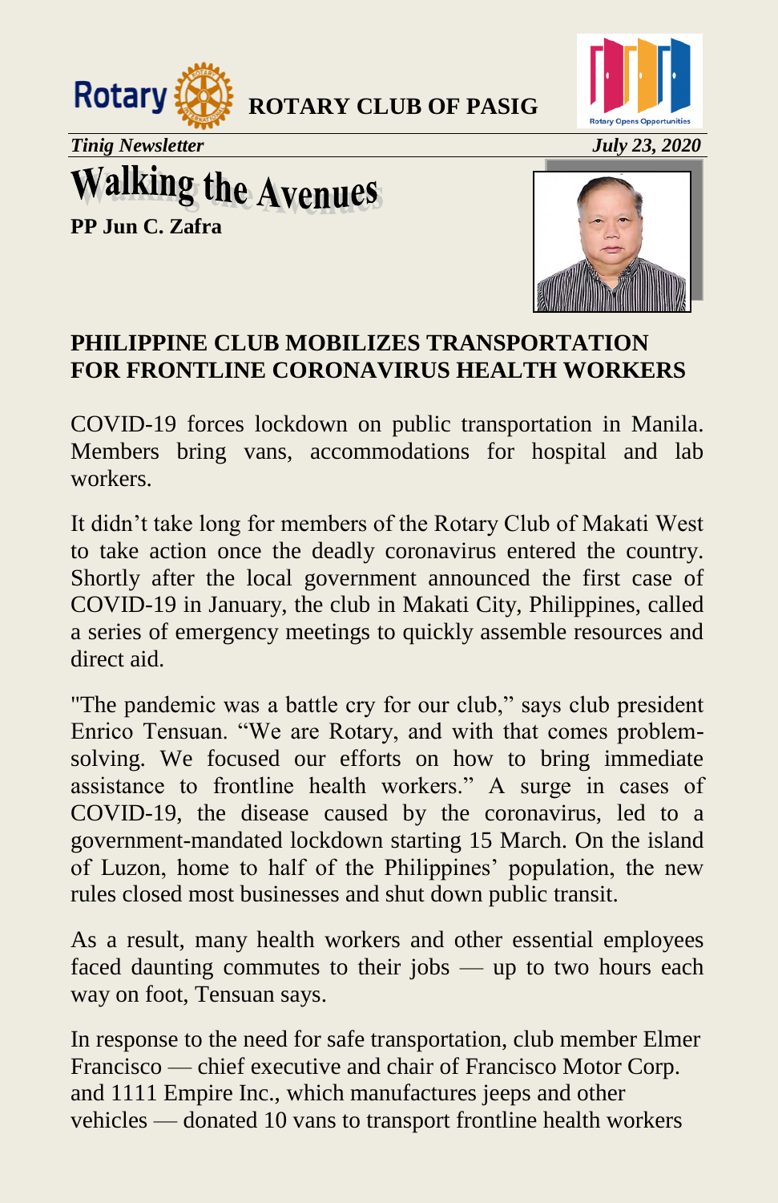ROTARY CLUB OF PASIG

*Tinig Newsletter* *July 23, 2020*

# Walking the Avenues

**PP Jun C. Zafra**

## PHILIPPINE CLUB MOBILIZES TRANSPORTATION FOR FRONTLINE CORONAVIRUS HEALTH WORKERS

COVID-19 forces lockdown on public transportation in Manila. Members bring vans, accommodations for hospital and lab workers.

It didn't take long for members of the Rotary Club of Makati West to take action once the deadly coronavirus entered the country. Shortly after the local government announced the first case of COVID-19 in January, the club in Makati City, Philippines, called a series of emergency meetings to quickly assemble resources and direct aid.

"The pandemic was a battle cry for our club," says club president Enrico Tensuan. "We are Rotary, and with that comes problem-solving. We focused our efforts on how to bring immediate assistance to frontline health workers." A surge in cases of COVID-19, the disease caused by the coronavirus, led to a government-mandated lockdown starting 15 March. On the island of Luzon, home to half of the Philippines' population, the new rules closed most businesses and shut down public transit.

As a result, many health workers and other essential employees faced daunting commutes to their jobs — up to two hours each way on foot, Tensuan says.

In response to the need for safe transportation, club member Elmer Francisco — chief executive and chair of Francisco Motor Corp. and 1111 Empire Inc., which manufactures jeeps and other vehicles — donated 10 vans to transport frontline health workers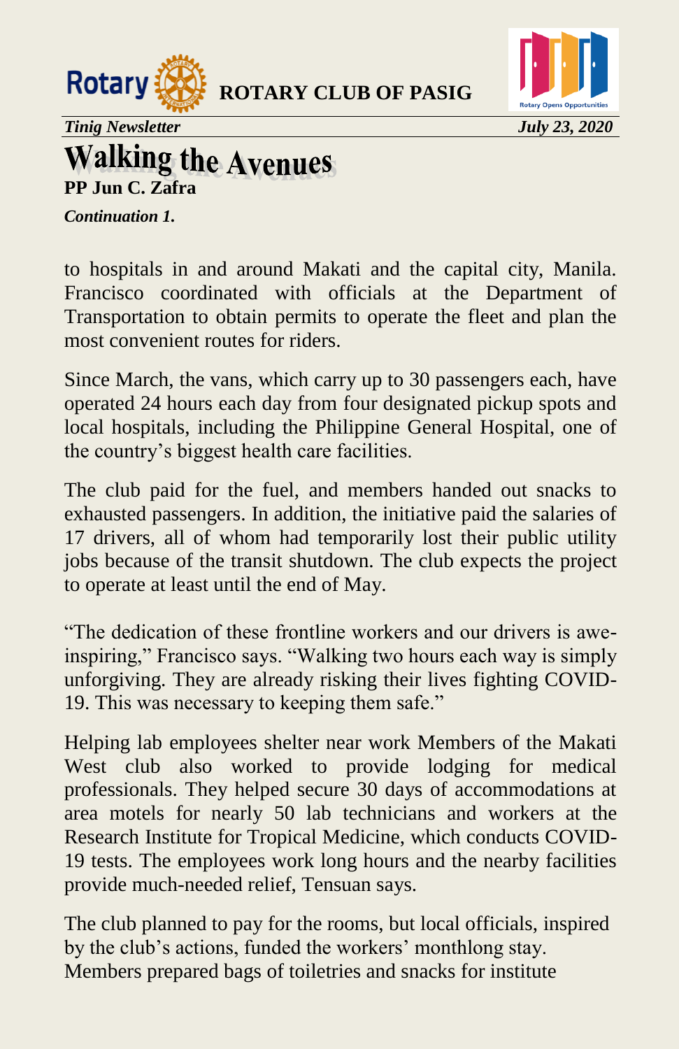# Walking the Avenues

**PP Jun C. Zafra**

***Continuation 1.***

to hospitals in and around Makati and the capital city, Manila. Francisco coordinated with officials at the Department of Transportation to obtain permits to operate the fleet and plan the most convenient routes for riders.

Since March, the vans, which carry up to 30 passengers each, have operated 24 hours each day from four designated pickup spots and local hospitals, including the Philippine General Hospital, one of the country's biggest health care facilities.

The club paid for the fuel, and members handed out snacks to exhausted passengers. In addition, the initiative paid the salaries of 17 drivers, all of whom had temporarily lost their public utility jobs because of the transit shutdown. The club expects the project to operate at least until the end of May.

"The dedication of these frontline workers and our drivers is awe-inspiring," Francisco says. "Walking two hours each way is simply unforgiving. They are already risking their lives fighting COVID-19. This was necessary to keeping them safe."

Helping lab employees shelter near work Members of the Makati West club also worked to provide lodging for medical professionals. They helped secure 30 days of accommodations at area motels for nearly 50 lab technicians and workers at the Research Institute for Tropical Medicine, which conducts COVID-19 tests. The employees work long hours and the nearby facilities provide much-needed relief, Tensuan says.

The club planned to pay for the rooms, but local officials, inspired by the club's actions, funded the workers' monthlong stay. Members prepared bags of toiletries and snacks for institute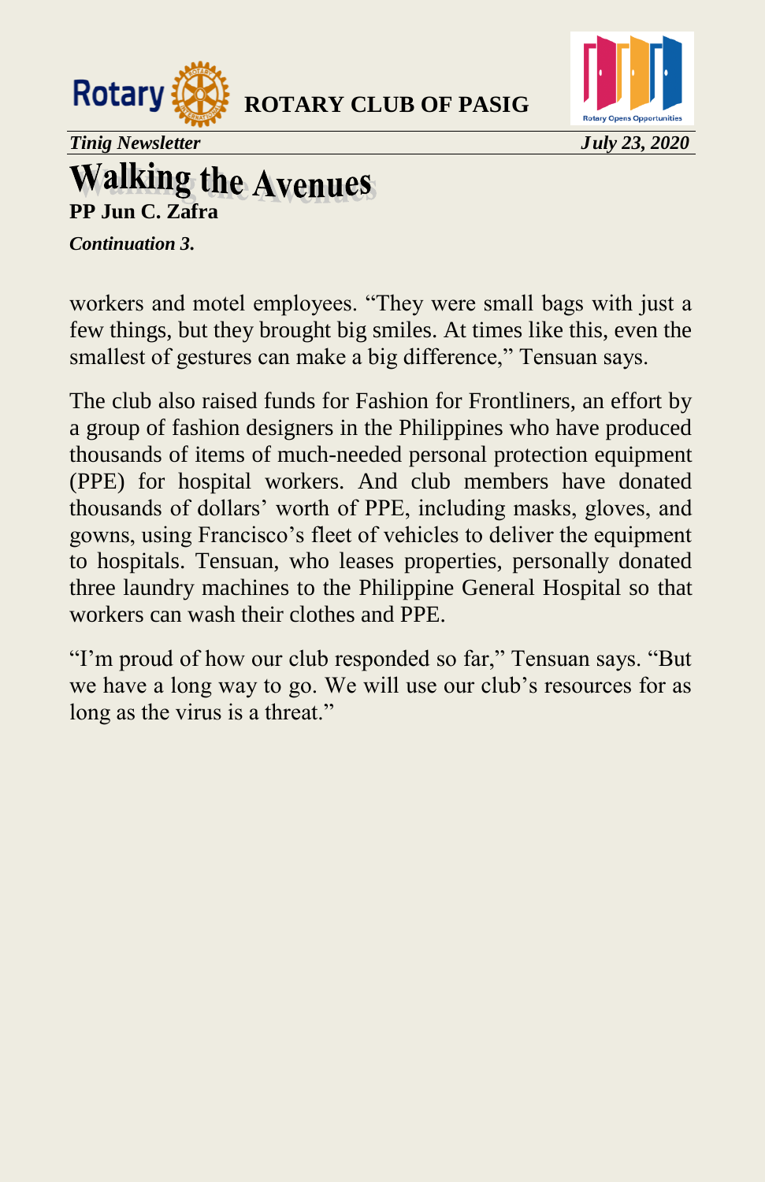# Walking the Avenues

**PP Jun C. Zafra**

***Continuation 3.***

workers and motel employees. “They were small bags with just a few things, but they brought big smiles. At times like this, even the smallest of gestures can make a big difference,” Tensuan says.

The club also raised funds for Fashion for Frontliners, an effort by a group of fashion designers in the Philippines who have produced thousands of items of much-needed personal protection equipment (PPE) for hospital workers. And club members have donated thousands of dollars’ worth of PPE, including masks, gloves, and gowns, using Francisco’s fleet of vehicles to deliver the equipment to hospitals. Tensuan, who leases properties, personally donated three laundry machines to the Philippine General Hospital so that workers can wash their clothes and PPE.

“I’m proud of how our club responded so far,” Tensuan says. “But we have a long way to go. We will use our club’s resources for as long as the virus is a threat.”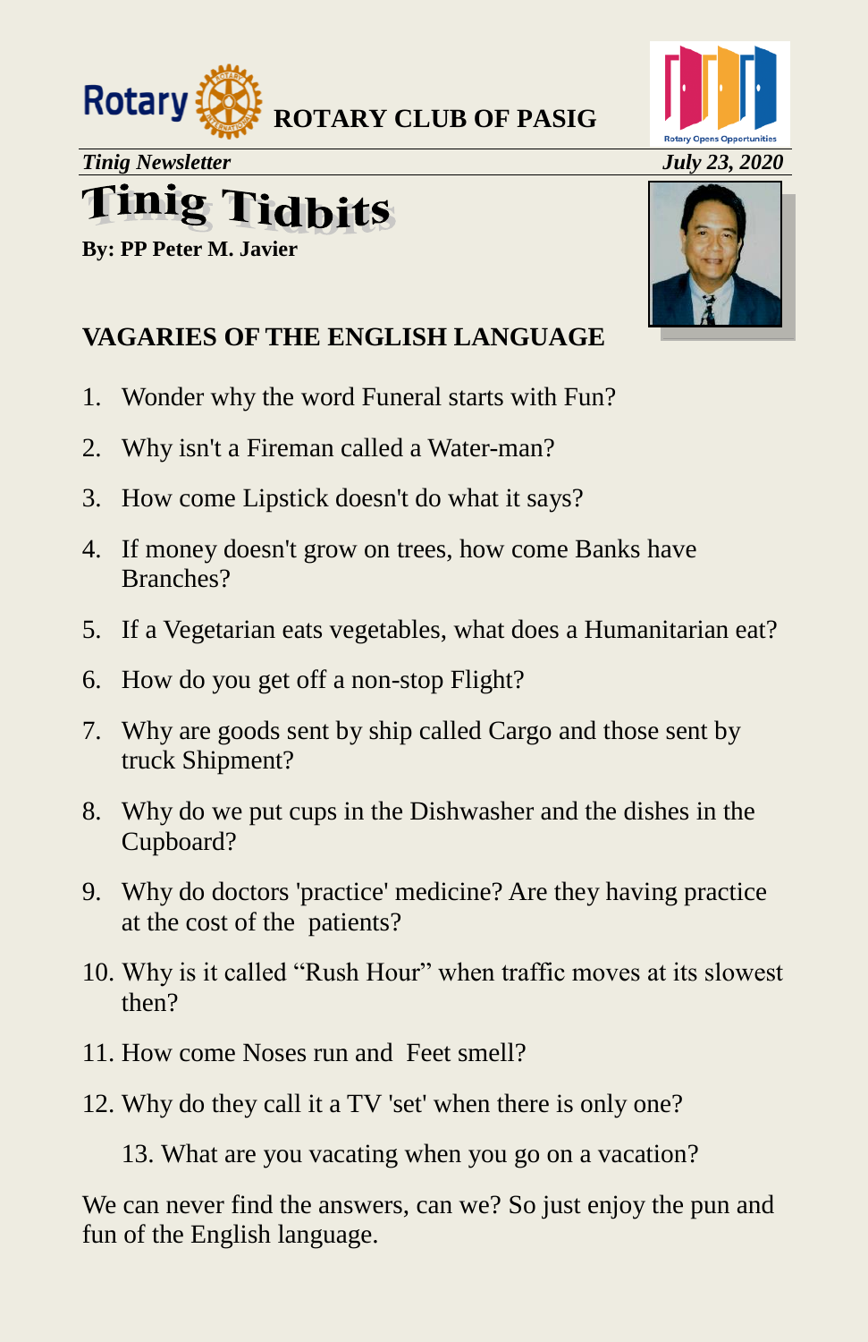ROTARY CLUB OF PASIG

*Tinig Newsletter* *July 23, 2020*

# Tinig Tidbits

**By: PP Peter M. Javier**

## VAGARIES OF THE ENGLISH LANGUAGE

1. Wonder why the word Funeral starts with Fun?
2. Why isn't a Fireman called a Water-man?
3. How come Lipstick doesn't do what it says?
4. If money doesn't grow on trees, how come Banks have Branches?
5. If a Vegetarian eats vegetables, what does a Humanitarian eat?
6. How do you get off a non-stop Flight?
7. Why are goods sent by ship called Cargo and those sent by truck Shipment?
8. Why do we put cups in the Dishwasher and the dishes in the Cupboard?
9. Why do doctors 'practice' medicine? Are they having practice at the cost of the patients?
10. Why is it called "Rush Hour" when traffic moves at its slowest then?
11. How come Noses run and Feet smell?
12. Why do they call it a TV 'set' when there is only one?
13. What are you vacating when you go on a vacation?

We can never find the answers, can we? So just enjoy the pun and fun of the English language.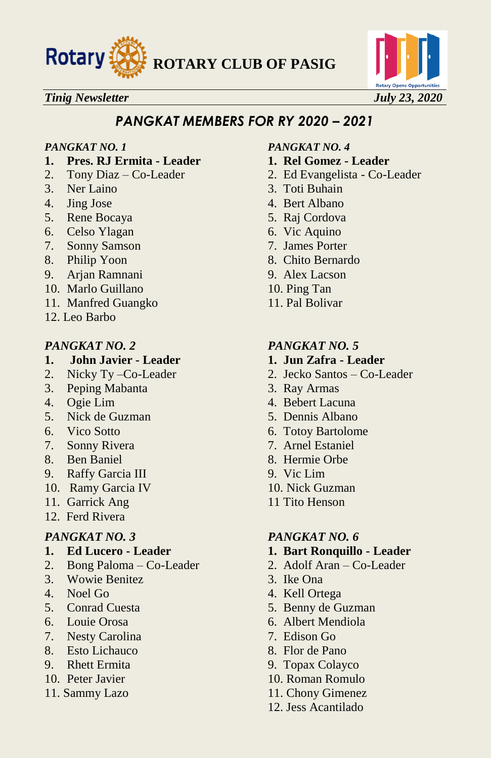# ROTARY CLUB OF PASIG

*Tinig Newsletter* *July 23, 2020*

## *PANGKAT MEMBERS FOR RY 2020 – 2021*

*PANGKAT NO. 1*

1. **Pres. RJ Ermita - Leader**
2. Tony Diaz – Co-Leader
3. Ner Laino
4. Jing Jose
5. Rene Bocaya
6. Celso Ylagan
7. Sonny Samson
8. Philip Yoon
9. Arjan Ramnani
10. Marlo Guillano
11. Manfred Guangko
12. Leo Barbo

*PANGKAT NO. 2*

1. **John Javier - Leader**
2. Nicky Ty –Co-Leader
3. Peping Mabanta
4. Ogie Lim
5. Nick de Guzman
6. Vico Sotto
7. Sonny Rivera
8. Ben Baniel
9. Raffy Garcia III
10. Ramy Garcia IV
11. Garrick Ang
12. Ferd Rivera

*PANGKAT NO. 3*

1. **Ed Lucero - Leader**
2. Bong Paloma – Co-Leader
3. Wowie Benitez
4. Noel Go
5. Conrad Cuesta
6. Louie Orosa
7. Nesty Carolina
8. Esto Lichauco
9. Rhett Ermita
10. Peter Javier
11. Sammy Lazo

*PANGKAT NO. 4*

1. **Rel Gomez - Leader**
2. Ed Evangelista - Co-Leader
3. Toti Buhain
4. Bert Albano
5. Raj Cordova
6. Vic Aquino
7. James Porter
8. Chito Bernardo
9. Alex Lacson
10. Ping Tan
11. Pal Bolivar

*PANGKAT NO. 5*

1. **Jun Zafra - Leader**
2. Jecko Santos – Co-Leader
3. Ray Armas
4. Bebert Lacuna
5. Dennis Albano
6. Totoy Bartolome
7. Arnel Estaniel
8. Hermie Orbe
9. Vic Lim
10. Nick Guzman
11. Tito Henson

*PANGKAT NO. 6*

1. **Bart Ronquillo - Leader**
2. Adolf Aran – Co-Leader
3. Ike Ona
4. Kell Ortega
5. Benny de Guzman
6. Albert Mendiola
7. Edison Go
8. Flor de Pano
9. Topax Colayco
10. Roman Romulo
11. Chony Gimenez
12. Jess Acantilado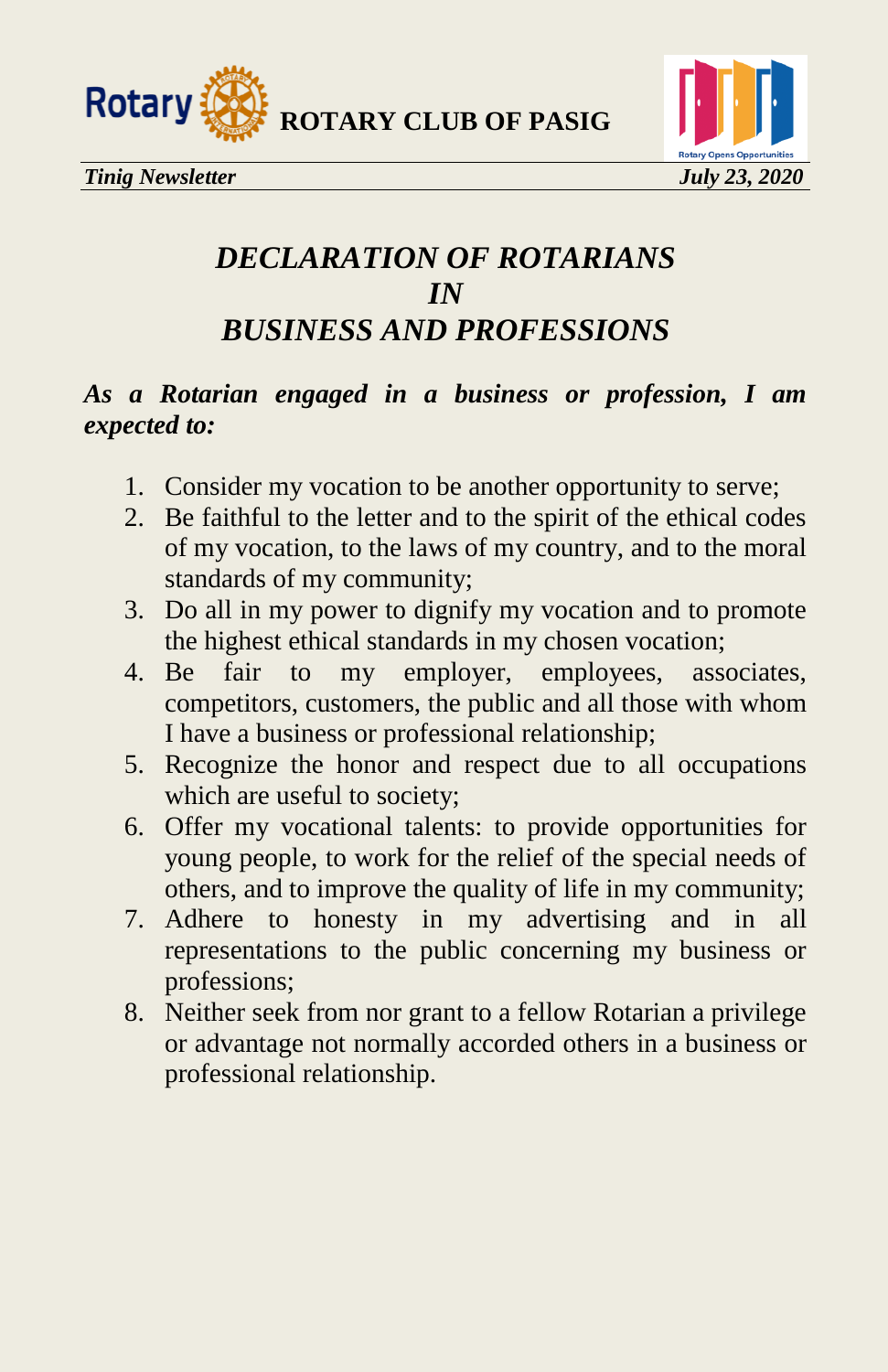# *DECLARATION OF ROTARIANS IN BUSINESS AND PROFESSIONS*

***As a Rotarian engaged in a business or profession, I am expected to:***

1. Consider my vocation to be another opportunity to serve;
2. Be faithful to the letter and to the spirit of the ethical codes of my vocation, to the laws of my country, and to the moral standards of my community;
3. Do all in my power to dignify my vocation and to promote the highest ethical standards in my chosen vocation;
4. Be fair to my employer, employees, associates, competitors, customers, the public and all those with whom I have a business or professional relationship;
5. Recognize the honor and respect due to all occupations which are useful to society;
6. Offer my vocational talents: to provide opportunities for young people, to work for the relief of the special needs of others, and to improve the quality of life in my community;
7. Adhere to honesty in my advertising and in all representations to the public concerning my business or professions;
8. Neither seek from nor grant to a fellow Rotarian a privilege or advantage not normally accorded others in a business or professional relationship.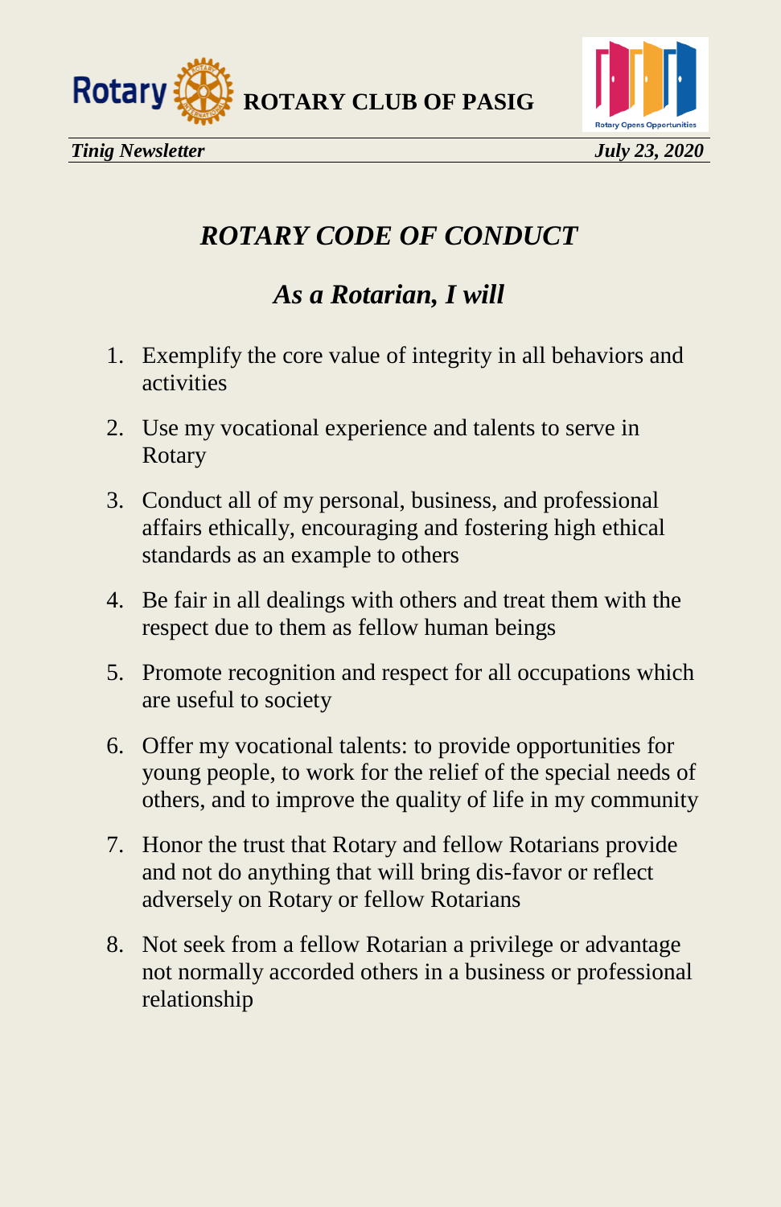# *ROTARY CODE OF CONDUCT*

## *As a Rotarian, I will*

1. Exemplify the core value of integrity in all behaviors and activities
2. Use my vocational experience and talents to serve in Rotary
3. Conduct all of my personal, business, and professional affairs ethically, encouraging and fostering high ethical standards as an example to others
4. Be fair in all dealings with others and treat them with the respect due to them as fellow human beings
5. Promote recognition and respect for all occupations which are useful to society
6. Offer my vocational talents: to provide opportunities for young people, to work for the relief of the special needs of others, and to improve the quality of life in my community
7. Honor the trust that Rotary and fellow Rotarians provide and not do anything that will bring dis-favor or reflect adversely on Rotary or fellow Rotarians
8. Not seek from a fellow Rotarian a privilege or advantage not normally accorded others in a business or professional relationship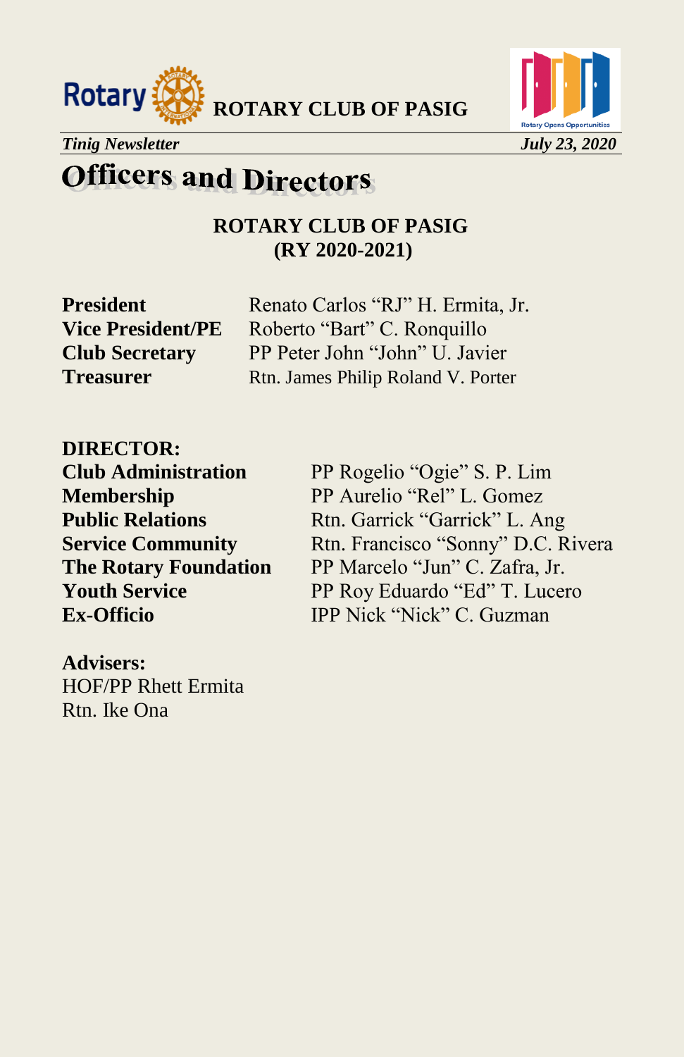# Officers and Directors

**ROTARY CLUB OF PASIG**
**(RY 2020-2021)**

| | |
|---|---|
| **President** | Renato Carlos “RJ” H. Ermita, Jr. |
| **Vice President/PE** | Roberto “Bart” C. Ronquillo |
| **Club Secretary** | PP Peter John “John” U. Javier |
| **Treasurer** | Rtn. James Philip Roland V. Porter |

**DIRECTOR:**

| | |
|---|---|
| **Club Administration** | PP Rogelio “Ogie” S. P. Lim |
| **Membership** | PP Aurelio “Rel” L. Gomez |
| **Public Relations** | Rtn. Garrick “Garrick” L. Ang |
| **Service Community** | Rtn. Francisco “Sonny” D.C. Rivera |
| **The Rotary Foundation** | PP Marcelo “Jun” C. Zafra, Jr. |
| **Youth Service** | PP Roy Eduardo “Ed” T. Lucero |
| **Ex-Officio** | IPP Nick “Nick” C. Guzman |

**Advisers:**
HOF/PP Rhett Ermita
Rtn. Ike Ona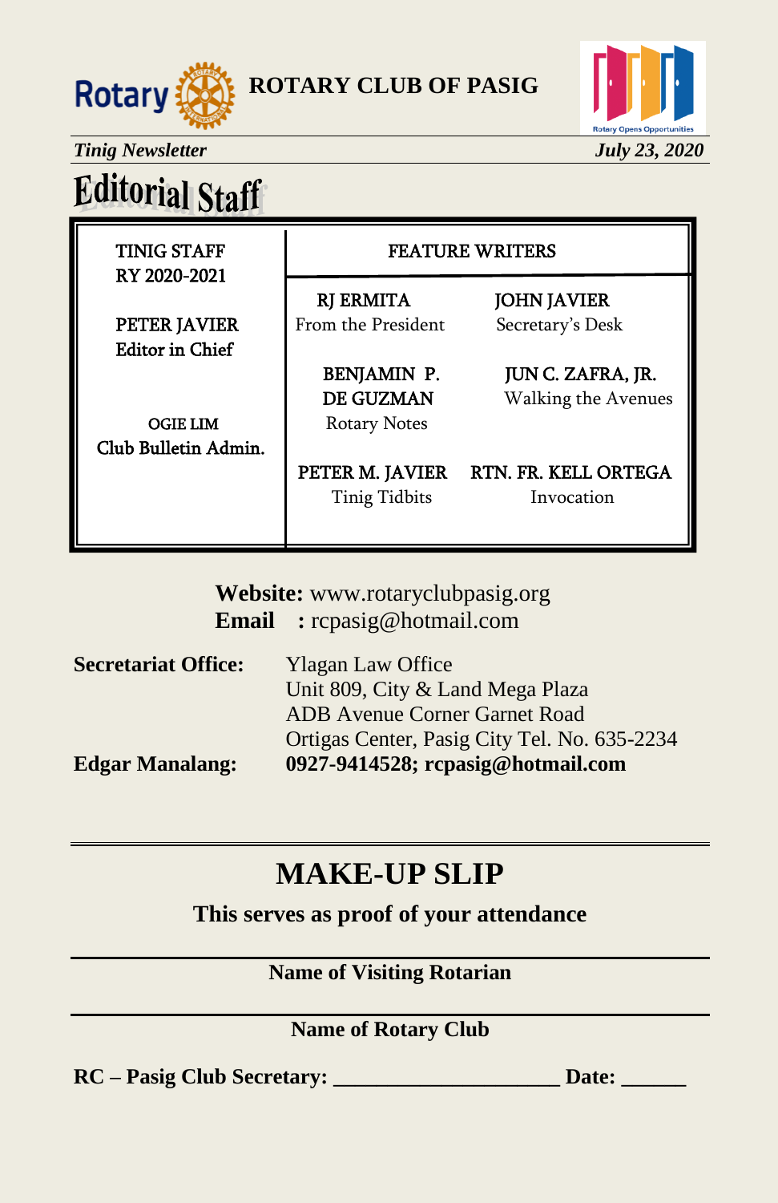## Editorial Staff

| TINIG STAFF RY 2020-2021 | FEATURE WRITERS | |
|---|---|---|
| PETER JAVIER Editor in Chief | RJ ERMITA From the President | JOHN JAVIER Secretary's Desk |
| | BENJAMIN P. DE GUZMAN Rotary Notes | JUN C. ZAFRA, JR. Walking the Avenues |
| OGIE LIM Club Bulletin Admin. | PETER M. JAVIER Tinig Tidbits | RTN. FR. KELL ORTEGA Invocation |

**Website:** www.rotaryclubpasig.org
**Email** : rcpasig@hotmail.com

**Secretariat Office:** Ylagan Law Office
Unit 809, City & Land Mega Plaza
ADB Avenue Corner Garnet Road
Ortigas Center, Pasig City Tel. No. 635-2234

**Edgar Manalang:** **0927-9414528; rcpasig@hotmail.com**

---

# MAKE-UP SLIP

**This serves as proof of your attendance**

---

**Name of Visiting Rotarian**

---

**Name of Rotary Club**

**RC – Pasig Club Secretary: ____________________ Date: ______**